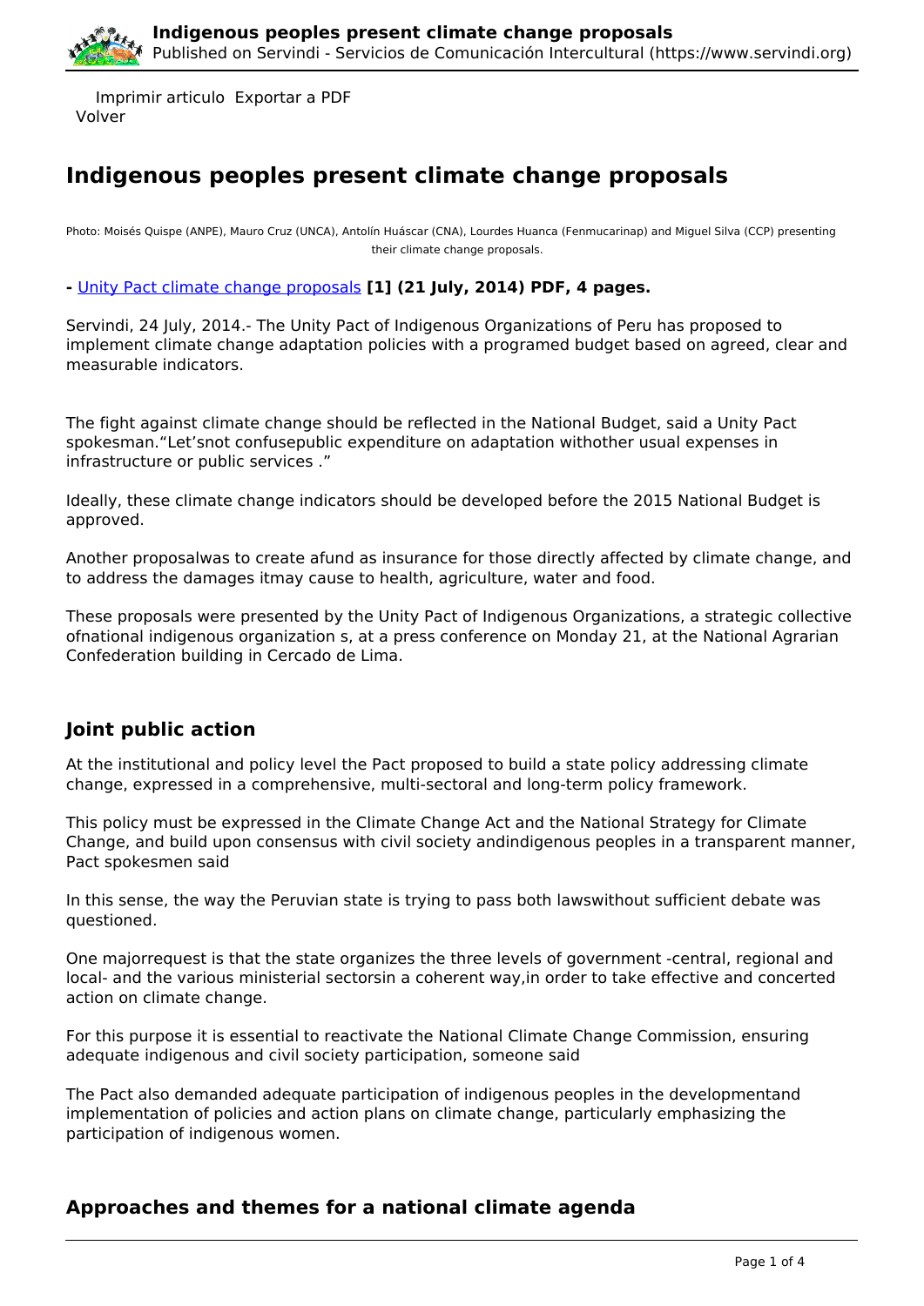Imprimir articulo Exportar a PDF
Volver

# Indigenous peoples present climate change proposals

Photo: Moisés Quispe (ANPE), Mauro Cruz (UNCA), Antolín Huáscar (CNA), Lourdes Huanca (Fenmucarinap) and Miguel Silva (CCP) presenting their climate change proposals.

**-** Unity Pact climate change proposals **[1] (21 July, 2014) PDF, 4 pages.**

Servindi, 24 July, 2014.- The Unity Pact of Indigenous Organizations of Peru has proposed to implement climate change adaptation policies with a programed budget based on agreed, clear and measurable indicators.

The fight against climate change should be reflected in the National Budget, said a Unity Pact spokesman.“Let’snot confusepublic expenditure on adaptation withother usual expenses in infrastructure or public services .”

Ideally, these climate change indicators should be developed before the 2015 National Budget is approved.

Another proposalwas to create afund as insurance for those directly affected by climate change, and to address the damages itmay cause to health, agriculture, water and food.

These proposals were presented by the Unity Pact of Indigenous Organizations, a strategic collective ofnational indigenous organization s, at a press conference on Monday 21, at the National Agrarian Confederation building in Cercado de Lima.

## Joint public action

At the institutional and policy level the Pact proposed to build a state policy addressing climate change, expressed in a comprehensive, multi-sectoral and long-term policy framework.

This policy must be expressed in the Climate Change Act and the National Strategy for Climate Change, and build upon consensus with civil society andindigenous peoples in a transparent manner, Pact spokesmen said

In this sense, the way the Peruvian state is trying to pass both lawswithout sufficient debate was questioned.

One majorrequest is that the state organizes the three levels of government -central, regional and local- and the various ministerial sectorsin a coherent way,in order to take effective and concerted action on climate change.

For this purpose it is essential to reactivate the National Climate Change Commission, ensuring adequate indigenous and civil society participation, someone said

The Pact also demanded adequate participation of indigenous peoples in the developmentand implementation of policies and action plans on climate change, particularly emphasizing the participation of indigenous women.

## Approaches and themes for a national climate agenda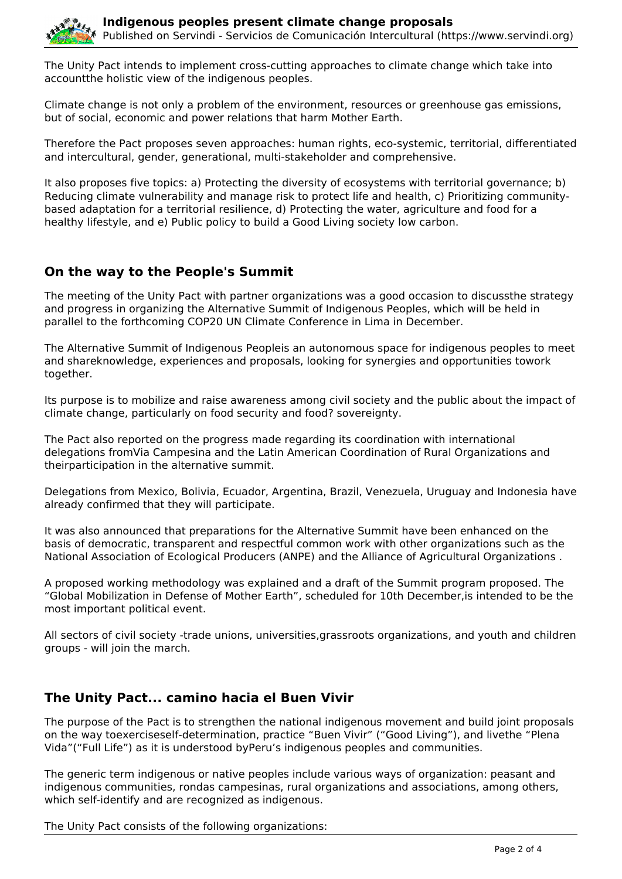The Unity Pact intends to implement cross-cutting approaches to climate change which take into accountthe holistic view of the indigenous peoples.

Climate change is not only a problem of the environment, resources or greenhouse gas emissions, but of social, economic and power relations that harm Mother Earth.

Therefore the Pact proposes seven approaches: human rights, eco-systemic, territorial, differentiated and intercultural, gender, generational, multi-stakeholder and comprehensive.

It also proposes five topics: a) Protecting the diversity of ecosystems with territorial governance; b) Reducing climate vulnerability and manage risk to protect life and health, c) Prioritizing community-based adaptation for a territorial resilience, d) Protecting the water, agriculture and food for a healthy lifestyle, and e) Public policy to build a Good Living society low carbon.

## On the way to the People's Summit

The meeting of the Unity Pact with partner organizations was a good occasion to discussthe strategy and progress in organizing the Alternative Summit of Indigenous Peoples, which will be held in parallel to the forthcoming COP20 UN Climate Conference in Lima in December.

The Alternative Summit of Indigenous Peopleis an autonomous space for indigenous peoples to meet and shareknowledge, experiences and proposals, looking for synergies and opportunities towork together.

Its purpose is to mobilize and raise awareness among civil society and the public about the impact of climate change, particularly on food security and food? sovereignty.

The Pact also reported on the progress made regarding its coordination with international delegations fromVia Campesina and the Latin American Coordination of Rural Organizations and theirparticipation in the alternative summit.

Delegations from Mexico, Bolivia, Ecuador, Argentina, Brazil, Venezuela, Uruguay and Indonesia have already confirmed that they will participate.

It was also announced that preparations for the Alternative Summit have been enhanced on the basis of democratic, transparent and respectful common work with other organizations such as the National Association of Ecological Producers (ANPE) and the Alliance of Agricultural Organizations .

A proposed working methodology was explained and a draft of the Summit program proposed. The "Global Mobilization in Defense of Mother Earth", scheduled for 10th December,is intended to be the most important political event.

All sectors of civil society -trade unions, universities,grassroots organizations, and youth and children groups - will join the march.

## The Unity Pact... camino hacia el Buen Vivir

The purpose of the Pact is to strengthen the national indigenous movement and build joint proposals on the way toexerciseself-determination, practice "Buen Vivir" ("Good Living"), and livethe "Plena Vida"("Full Life") as it is understood byPeru's indigenous peoples and communities.

The generic term indigenous or native peoples include various ways of organization: peasant and indigenous communities, rondas campesinas, rural organizations and associations, among others, which self-identify and are recognized as indigenous.

The Unity Pact consists of the following organizations: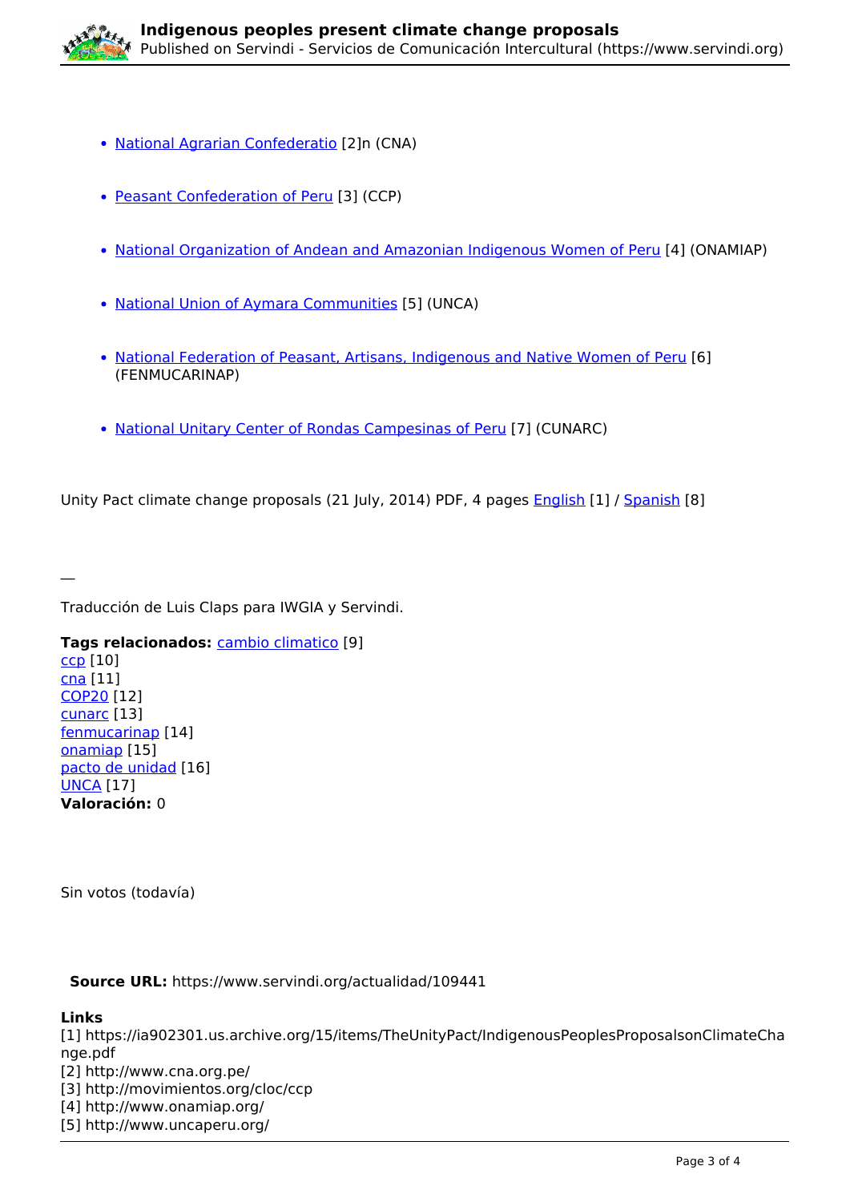- National Agrarian Confederatio [2]n (CNA)
- Peasant Confederation of Peru [3] (CCP)
- National Organization of Andean and Amazonian Indigenous Women of Peru [4] (ONAMIAP)
- National Union of Aymara Communities [5] (UNCA)
- National Federation of Peasant, Artisans, Indigenous and Native Women of Peru [6] (FENMUCARINAP)
- National Unitary Center of Rondas Campesinas of Peru [7] (CUNARC)

Unity Pact climate change proposals (21 July, 2014) PDF, 4 pages English [1] / Spanish [8]

—

Traducción de Luis Claps para IWGIA y Servindi.

**Tags relacionados:** cambio climatico [9]
ccp [10]
cna [11]
COP20 [12]
cunarc [13]
fenmucarinap [14]
onamiap [15]
pacto de unidad [16]
UNCA [17]
**Valoración:** 0

Sin votos (todavía)

**Source URL:** https://www.servindi.org/actualidad/109441

**Links**
[1] https://ia902301.us.archive.org/15/items/TheUnityPact/IndigenousPeoplesProposalsonClimateChange.pdf
[2] http://www.cna.org.pe/
[3] http://movimientos.org/cloc/ccp
[4] http://www.onamiap.org/
[5] http://www.uncaperu.org/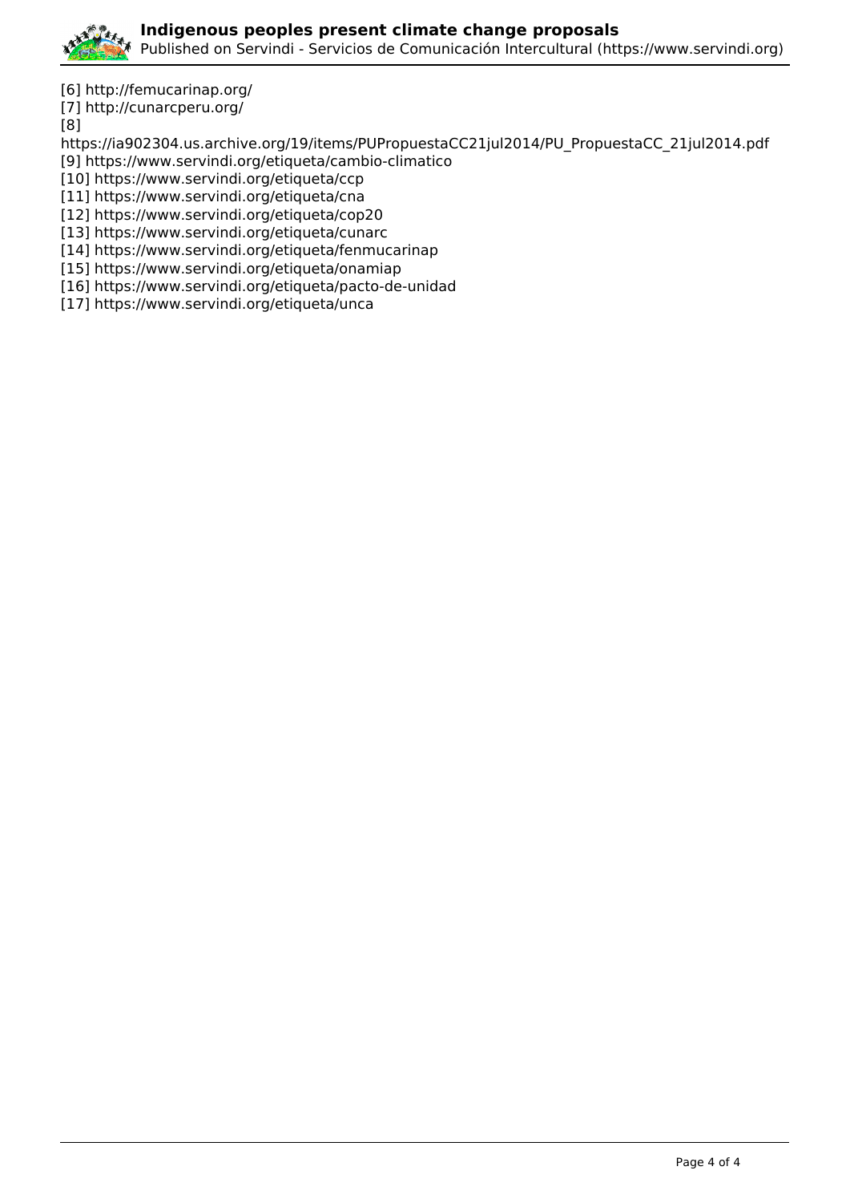[6] http://femucarinap.org/
[7] http://cunarcperu.org/
[8]
https://ia902304.us.archive.org/19/items/PUPropuestaCC21jul2014/PU_PropuestaCC_21jul2014.pdf
[9] https://www.servindi.org/etiqueta/cambio-climatico
[10] https://www.servindi.org/etiqueta/ccp
[11] https://www.servindi.org/etiqueta/cna
[12] https://www.servindi.org/etiqueta/cop20
[13] https://www.servindi.org/etiqueta/cunarc
[14] https://www.servindi.org/etiqueta/fenmucarinap
[15] https://www.servindi.org/etiqueta/onamiap
[16] https://www.servindi.org/etiqueta/pacto-de-unidad
[17] https://www.servindi.org/etiqueta/unca